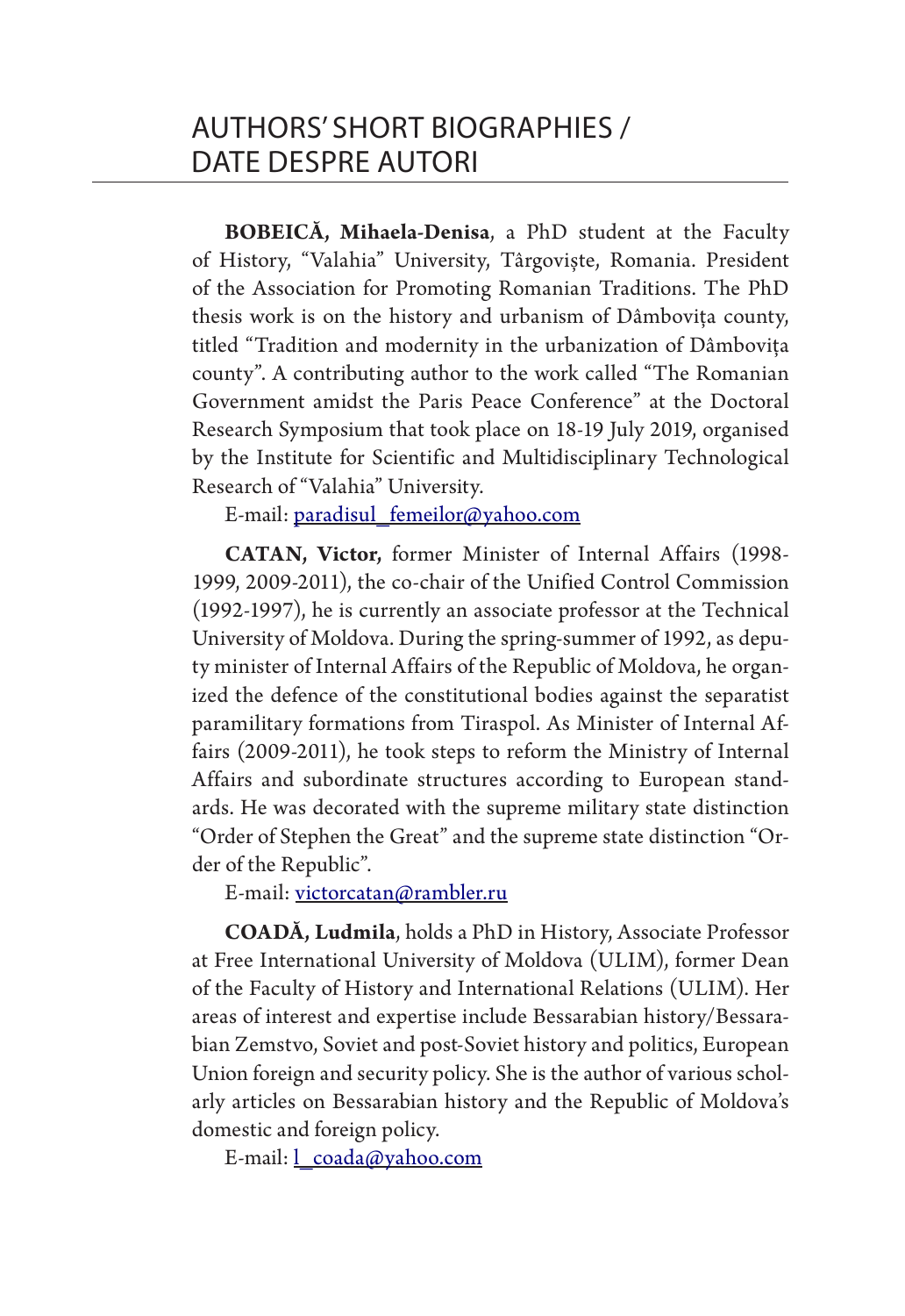# AUTHORS' SHORT BIOGRAPHIES / DATE DESPRE AUTORI

**BOBEICĂ, Mihaela-Denisa**, a PhD student at the Faculty of History, "Valahia" University, Târgoviște, Romania. President of the Association for Promoting Romanian Traditions. The PhD thesis work is on the history and urbanism of Dâmbovița county, titled "Tradition and modernity in the urbanization of Dâmbovița county". A contributing author to the work called "The Romanian Government amidst the Paris Peace Conference" at the Doctoral Research Symposium that took place on 18-19 July 2019, organised by the Institute for Scientific and Multidisciplinary Technological Research of "Valahia" University.

E-mail: paradisul_femeilor@yahoo.com

**CATAN, Victor,** former Minister of Internal Affairs (1998-1999, 2009-2011), the co-chair of the Unified Control Commission (1992-1997), he is currently an associate professor at the Technical University of Moldova. During the spring-summer of 1992, as deputy minister of Internal Affairs of the Republic of Moldova, he organized the defence of the constitutional bodies against the separatist paramilitary formations from Tiraspol. As Minister of Internal Affairs (2009-2011), he took steps to reform the Ministry of Internal Affairs and subordinate structures according to European standards. He was decorated with the supreme military state distinction "Order of Stephen the Great" and the supreme state distinction "Order of the Republic".

E-mail: victorcatan@rambler.ru

**COADĂ, Ludmila**, holds a PhD in History, Associate Professor at Free International University of Moldova (ULIM), former Dean of the Faculty of History and International Relations (ULIM). Her areas of interest and expertise include Bessarabian history/Bessarabian Zemstvo, Soviet and post-Soviet history and politics, European Union foreign and security policy. She is the author of various scholarly articles on Bessarabian history and the Republic of Moldova's domestic and foreign policy.

E-mail: l_coada@yahoo.com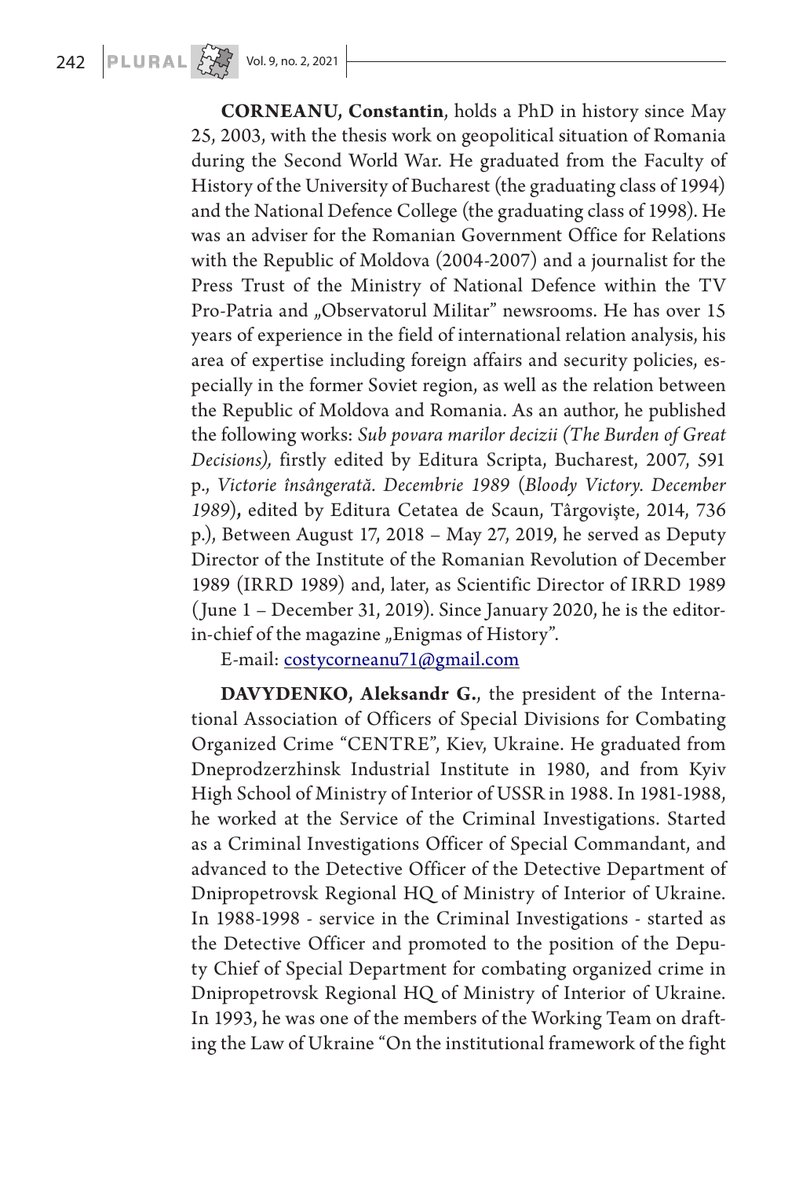**CORNEANU, Constantin**, holds a PhD in history since May 25, 2003, with the thesis work on geopolitical situation of Romania during the Second World War. He graduated from the Faculty of History of the University of Bucharest (the graduating class of 1994) and the National Defence College (the graduating class of 1998). He was an adviser for the Romanian Government Office for Relations with the Republic of Moldova (2004-2007) and a journalist for the Press Trust of the Ministry of National Defence within the TV Pro-Patria and „Observatorul Militar" newsrooms. He has over 15 years of experience in the field of international relation analysis, his area of expertise including foreign affairs and security policies, especially in the former Soviet region, as well as the relation between the Republic of Moldova and Romania. As an author, he published the following works: *Sub povara marilor decizii (The Burden of Great Decisions),* firstly edited by Editura Scripta, Bucharest, 2007, 591 p., *Victorie însângerată. Decembrie 1989* (*Bloody Victory. December 1989*)**,** edited by Editura Cetatea de Scaun, Târgovişte, 2014, 736 p.), Between August 17, 2018 – May 27, 2019, he served as Deputy Director of the Institute of the Romanian Revolution of December 1989 (IRRD 1989) and, later, as Scientific Director of IRRD 1989 (June 1 – December 31, 2019). Since January 2020, he is the editor-in-chief of the magazine „Enigmas of History".

E-mail: costycorneanu71@gmail.com

**DAVYDENKO, Aleksandr G.**, the president of the International Association of Officers of Special Divisions for Combating Organized Crime "CENTRE", Kiev, Ukraine. He graduated from Dneprodzerzhinsk Industrial Institute in 1980, and from Kyiv High School of Ministry of Interior of USSR in 1988. In 1981-1988, he worked at the Service of the Criminal Investigations. Started as a Criminal Investigations Officer of Special Commandant, and advanced to the Detective Officer of the Detective Department of Dnipropetrovsk Regional HQ of Ministry of Interior of Ukraine. In 1988-1998 - service in the Criminal Investigations - started as the Detective Officer and promoted to the position of the Deputy Chief of Special Department for combating organized crime in Dnipropetrovsk Regional HQ of Ministry of Interior of Ukraine. In 1993, he was one of the members of the Working Team on drafting the Law of Ukraine "On the institutional framework of the fight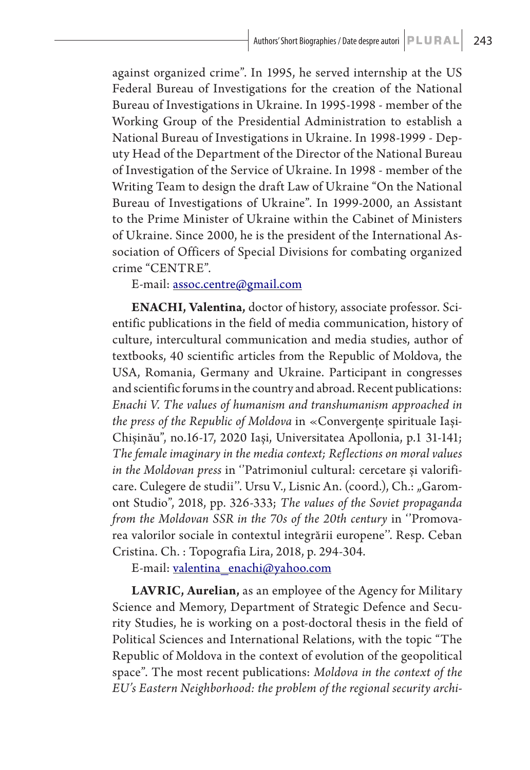against organized crime". In 1995, he served internship at the US Federal Bureau of Investigations for the creation of the National Bureau of Investigations in Ukraine. In 1995-1998 - member of the Working Group of the Presidential Administration to establish a National Bureau of Investigations in Ukraine. In 1998-1999 - Deputy Head of the Department of the Director of the National Bureau of Investigation of the Service of Ukraine. In 1998 - member of the Writing Team to design the draft Law of Ukraine "On the National Bureau of Investigations of Ukraine". In 1999-2000, an Assistant to the Prime Minister of Ukraine within the Cabinet of Ministers of Ukraine. Since 2000, he is the president of the International Association of Officers of Special Divisions for combating organized crime "CENTRE".

E-mail: assoc.centre@gmail.com

**ENACHI, Valentina,** doctor of history, associate professor. Scientific publications in the field of media communication, history of culture, intercultural communication and media studies, author of textbooks, 40 scientific articles from the Republic of Moldova, the USA, Romania, Germany and Ukraine. Participant in congresses and scientific forums in the country and abroad. Recent publications: *Enachi V. The values of humanism and transhumanism approached in the press of the Republic of Moldova* in «Convergențe spirituale Iași-Chișinău", no.16-17, 2020 Iași, Universitatea Apollonia, p.1 31-141; *The female imaginary in the media context; Reflections on moral values in the Moldovan press* in ''Patrimoniul cultural: cercetare și valorificare. Culegere de studii''. Ursu V., Lisnic An. (coord.), Ch.: „Garomont Studio", 2018, pp. 326-333; *The values of the Soviet propaganda from the Moldovan SSR in the 70s of the 20th century* in ''Promovarea valorilor sociale în contextul integrării europene''. Resp. Ceban Cristina. Ch. : Topografia Lira, 2018, p. 294-304.

E-mail: valentina_enachi@yahoo.com

**LAVRIC, Aurelian,** as an employee of the Agency for Military Science and Memory, Department of Strategic Defence and Security Studies, he is working on a post-doctoral thesis in the field of Political Sciences and International Relations, with the topic "The Republic of Moldova in the context of evolution of the geopolitical space". The most recent publications: *Moldova in the context of the EU's Eastern Neighborhood: the problem of the regional security archi-*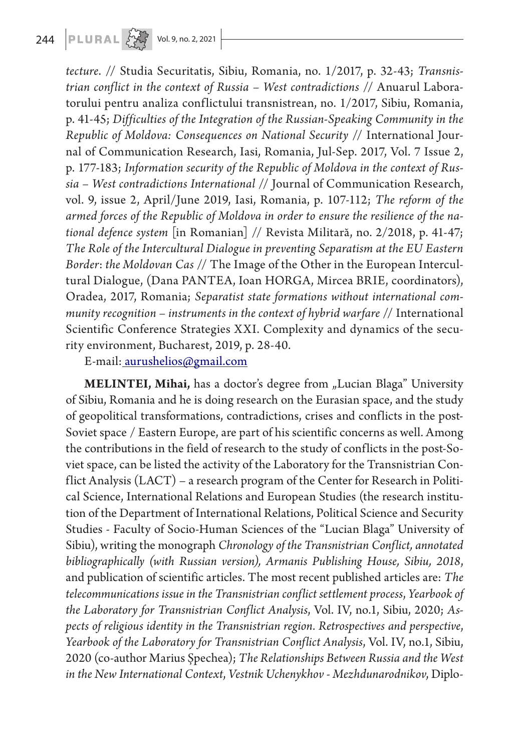*tecture*. // Studia Securitatis, Sibiu, Romania, no. 1/2017, p. 32-43; *Transnistrian conflict in the context of Russia – West contradictions* // Anuarul Laboratorului pentru analiza conflictului transnistrean, no. 1/2017, Sibiu, Romania, p. 41-45; *Difficulties of the Integration of the Russian-Speaking Community in the Republic of Moldova: Consequences on National Security* // International Journal of Communication Research, Iasi, Romania, Jul-Sep. 2017, Vol. 7 Issue 2, p. 177-183; *Information security of the Republic of Moldova in the context of Russia – West contradictions International* // Journal of Communication Research, vol. 9, issue 2, April/June 2019, Iasi, Romania, p. 107-112; *The reform of the armed forces of the Republic of Moldova in order to ensure the resilience of the national defence system* [in Romanian] // Revista Militară, no. 2/2018, p. 41-47; *The Role of the Intercultural Dialogue in preventing Separatism at the EU Eastern Border*: *the Moldovan Cas* // The Image of the Other in the European Intercultural Dialogue, (Dana PANTEA, Ioan HORGA, Mircea BRIE, coordinators), Oradea, 2017, Romania; *Separatist state formations without international community recognition – instruments in the context of hybrid warfare* // International Scientific Conference Strategies XXI. Complexity and dynamics of the security environment, Bucharest, 2019, p. 28-40.

E-mail: aurushelios@gmail.com

**MELINTEI, Mihai,** has a doctor's degree from „Lucian Blaga" University of Sibiu, Romania and he is doing research on the Eurasian space, and the study of geopolitical transformations, contradictions, crises and conflicts in the post-Soviet space / Eastern Europe, are part of his scientific concerns as well. Among the contributions in the field of research to the study of conflicts in the post-Soviet space, can be listed the activity of the Laboratory for the Transnistrian Conflict Analysis (LACT) – a research program of the Center for Research in Political Science, International Relations and European Studies (the research institution of the Department of International Relations, Political Science and Security Studies - Faculty of Socio-Human Sciences of the "Lucian Blaga" University of Sibiu), writing the monograph *Chronology of the Transnistrian Conflict, annotated bibliographically (with Russian version), Armanis Publishing House, Sibiu, 2018*, and publication of scientific articles. The most recent published articles are: *The telecommunications issue in the Transnistrian conflict settlement process*, *Yearbook of the Laboratory for Transnistrian Conflict Analysis*, Vol. IV, no.1, Sibiu, 2020; *Aspects of religious identity in the Transnistrian region. Retrospectives and perspective*, *Yearbook of the Laboratory for Transnistrian Conflict Analysis*, Vol. IV, no.1, Sibiu, 2020 (co-author Marius Șpechea); *The Relationships Between Russia and the West in the New International Context*, *Vestnik Uchenykhov - Mezhdunarodnikov*, Diplo-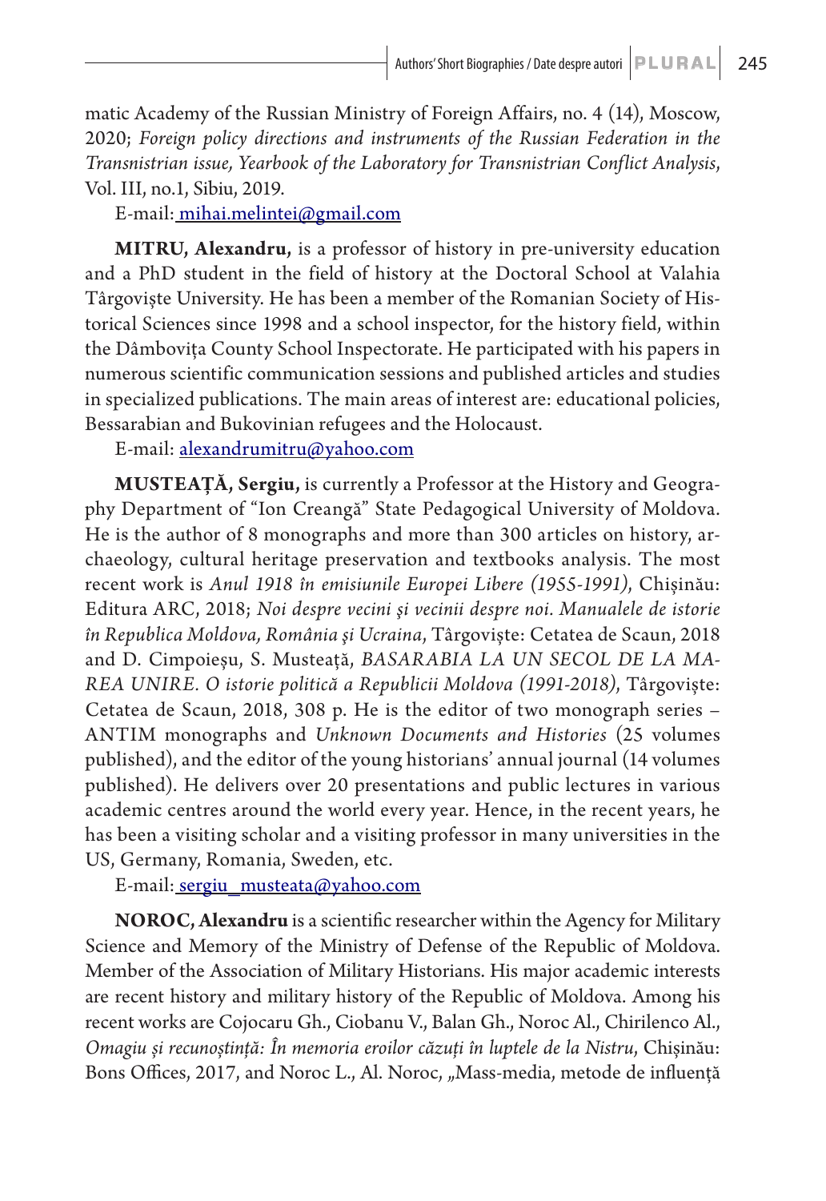matic Academy of the Russian Ministry of Foreign Affairs, no. 4 (14), Moscow, 2020; *Foreign policy directions and instruments of the Russian Federation in the Transnistrian issue, Yearbook of the Laboratory for Transnistrian Conflict Analysis*, Vol. III, no.1, Sibiu, 2019.

E-mail: mihai.melintei@gmail.com

**MITRU, Alexandru,** is a professor of history in pre-university education and a PhD student in the field of history at the Doctoral School at Valahia Târgoviște University. He has been a member of the Romanian Society of Historical Sciences since 1998 and a school inspector, for the history field, within the Dâmbovița County School Inspectorate. He participated with his papers in numerous scientific communication sessions and published articles and studies in specialized publications. The main areas of interest are: educational policies, Bessarabian and Bukovinian refugees and the Holocaust.

E-mail: alexandrumitru@yahoo.com

**MUSTEAȚĂ, Sergiu,** is currently a Professor at the History and Geography Department of "Ion Creangă" State Pedagogical University of Moldova. He is the author of 8 monographs and more than 300 articles on history, archaeology, cultural heritage preservation and textbooks analysis. The most recent work is *Anul 1918 în emisiunile Europei Libere (1955-1991)*, Chișinău: Editura ARC, 2018; *Noi despre vecini şi vecinii despre noi. Manualele de istorie în Republica Moldova, România şi Ucraina*, Târgoviște: Cetatea de Scaun, 2018 and D. Cimpoieşu, S. Musteaţă, *BASARABIA LA UN SECOL DE LA MAREA UNIRE. O istorie politică a Republicii Moldova (1991-2018)*, Târgoviște: Cetatea de Scaun, 2018, 308 p. He is the editor of two monograph series – ANTIM monographs and *Unknown Documents and Histories* (25 volumes published), and the editor of the young historians' annual journal (14 volumes published). He delivers over 20 presentations and public lectures in various academic centres around the world every year. Hence, in the recent years, he has been a visiting scholar and a visiting professor in many universities in the US, Germany, Romania, Sweden, etc.

E-mail: sergiu_musteata@yahoo.com

**NOROC, Alexandru** is a scientific researcher within the Agency for Military Science and Memory of the Ministry of Defense of the Republic of Moldova. Member of the Association of Military Historians. His major academic interests are recent history and military history of the Republic of Moldova. Among his recent works are Cojocaru Gh., Ciobanu V., Balan Gh., Noroc Al., Chirilenco Al., *Omagiu și recunoștință: În memoria eroilor căzuți în luptele de la Nistru*, Chișinău: Bons Offices, 2017, and Noroc L., Al. Noroc, „Mass-media, metode de influență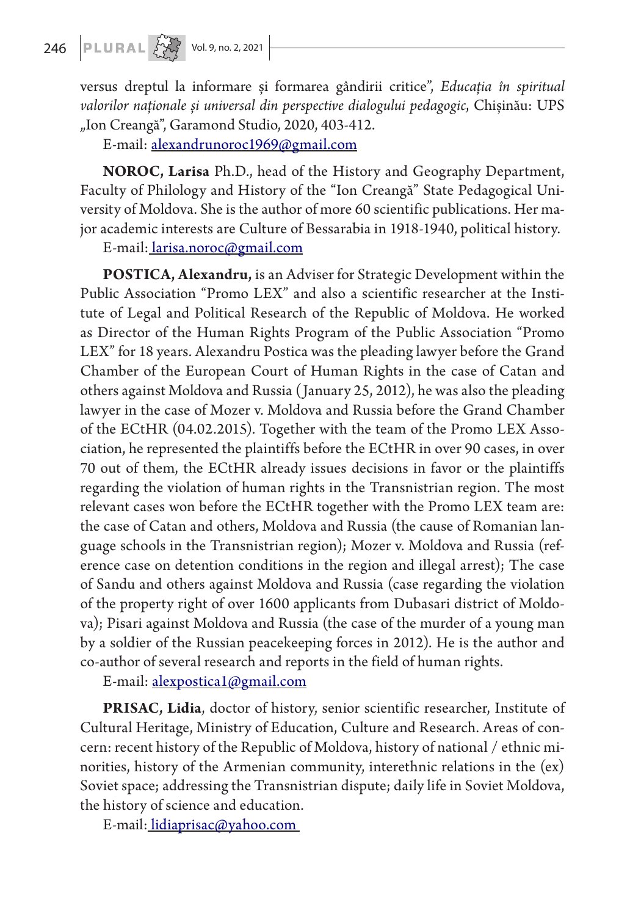versus dreptul la informare și formarea gândirii critice", *Educația în spiritual valorilor naționale și universal din perspective dialogului pedagogic*, Chișinău: UPS „Ion Creangă", Garamond Studio, 2020, 403-412.

E-mail: alexandrunoroc1969@gmail.com

**NOROC, Larisa** Ph.D., head of the History and Geography Department, Faculty of Philology and History of the "Ion Creangă" State Pedagogical University of Moldova. She is the author of more 60 scientific publications. Her major academic interests are Culture of Bessarabia in 1918-1940, political history.

E-mail: larisa.noroc@gmail.com

**POSTICA, Alexandru,** is an Adviser for Strategic Development within the Public Association "Promo LEX" and also a scientific researcher at the Institute of Legal and Political Research of the Republic of Moldova. He worked as Director of the Human Rights Program of the Public Association "Promo LEX" for 18 years. Alexandru Postica was the pleading lawyer before the Grand Chamber of the European Court of Human Rights in the case of Catan and others against Moldova and Russia (January 25, 2012), he was also the pleading lawyer in the case of Mozer v. Moldova and Russia before the Grand Chamber of the ECtHR (04.02.2015). Together with the team of the Promo LEX Association, he represented the plaintiffs before the ECtHR in over 90 cases, in over 70 out of them, the ECtHR already issues decisions in favor or the plaintiffs regarding the violation of human rights in the Transnistrian region. The most relevant cases won before the ECtHR together with the Promo LEX team are: the case of Catan and others, Moldova and Russia (the cause of Romanian language schools in the Transnistrian region); Mozer v. Moldova and Russia (reference case on detention conditions in the region and illegal arrest); The case of Sandu and others against Moldova and Russia (case regarding the violation of the property right of over 1600 applicants from Dubasari district of Moldova); Pisari against Moldova and Russia (the case of the murder of a young man by a soldier of the Russian peacekeeping forces in 2012). He is the author and co-author of several research and reports in the field of human rights.

E-mail: alexpostica1@gmail.com

**PRISAC, Lidia**, doctor of history, senior scientific researcher, Institute of Cultural Heritage, Ministry of Education, Culture and Research. Areas of concern: recent history of the Republic of Moldova, history of national / ethnic minorities, history of the Armenian community, interethnic relations in the (ex) Soviet space; addressing the Transnistrian dispute; daily life in Soviet Moldova, the history of science and education.

E-mail: lidiaprisac@yahoo.com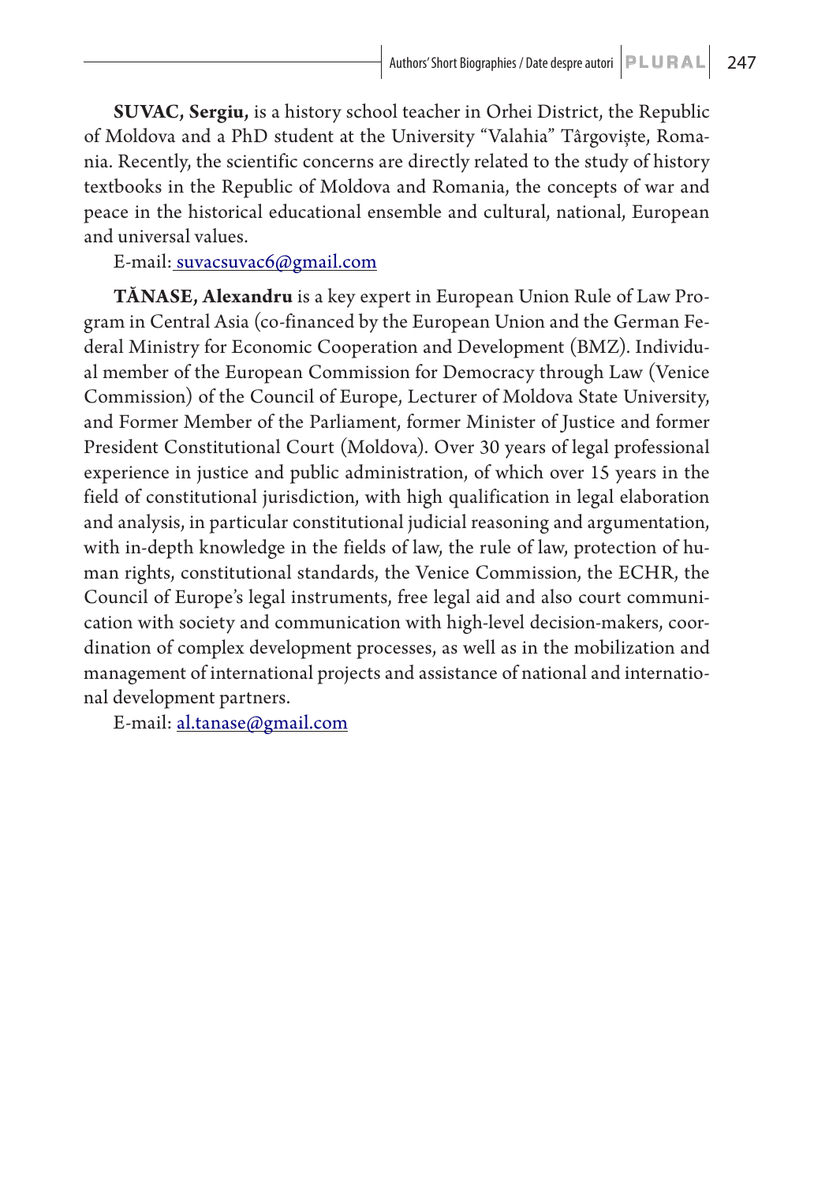**SUVAC, Sergiu,** is a history school teacher in Orhei District, the Republic of Moldova and a PhD student at the University "Valahia" Târgoviște, Romania. Recently, the scientific concerns are directly related to the study of history textbooks in the Republic of Moldova and Romania, the concepts of war and peace in the historical educational ensemble and cultural, national, European and universal values.

E-mail: suvacsuvac6@gmail.com

**TĂNASE, Alexandru** is a key expert in European Union Rule of Law Program in Central Asia (co-financed by the European Union and the German Federal Ministry for Economic Cooperation and Development (BMZ). Individual member of the European Commission for Democracy through Law (Venice Commission) of the Council of Europe, Lecturer of Moldova State University, and Former Member of the Parliament, former Minister of Justice and former President Constitutional Court (Moldova). Over 30 years of legal professional experience in justice and public administration, of which over 15 years in the field of constitutional jurisdiction, with high qualification in legal elaboration and analysis, in particular constitutional judicial reasoning and argumentation, with in-depth knowledge in the fields of law, the rule of law, protection of human rights, constitutional standards, the Venice Commission, the ECHR, the Council of Europe's legal instruments, free legal aid and also court communication with society and communication with high-level decision-makers, coordination of complex development processes, as well as in the mobilization and management of international projects and assistance of national and international development partners.

E-mail: al.tanase@gmail.com